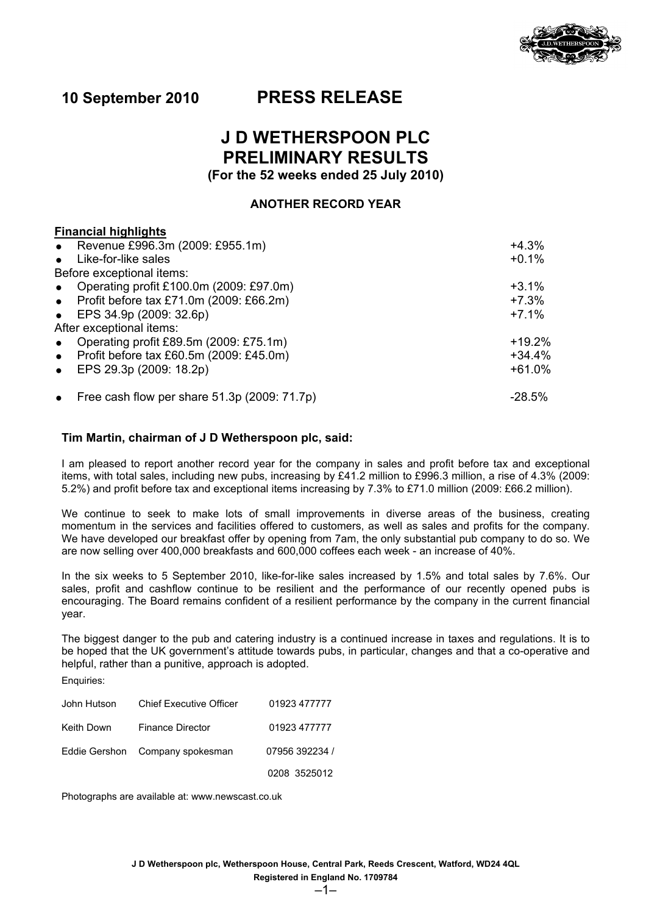**10 September 2010** **PRESS RELEASE**

# J D WETHERSPOON PLC
# PRELIMINARY RESULTS
### (For the 52 weeks ended 25 July 2010)

**ANOTHER RECORD YEAR**

**Financial highlights**

| | |
|---|---|
| • Revenue £996.3m (2009: £955.1m) | +4.3% |
| • Like-for-like sales | +0.1% |
| Before exceptional items: | |
| • Operating profit £100.0m (2009: £97.0m) | +3.1% |
| • Profit before tax £71.0m (2009: £66.2m) | +7.3% |
| • EPS 34.9p (2009: 32.6p) | +7.1% |
| After exceptional items: | |
| • Operating profit £89.5m (2009: £75.1m) | +19.2% |
| • Profit before tax £60.5m (2009: £45.0m) | +34.4% |
| • EPS 29.3p (2009: 18.2p) | +61.0% |
| • Free cash flow per share 51.3p (2009: 71.7p) | -28.5% |

**Tim Martin, chairman of J D Wetherspoon plc, said:**

I am pleased to report another record year for the company in sales and profit before tax and exceptional items, with total sales, including new pubs, increasing by £41.2 million to £996.3 million, a rise of 4.3% (2009: 5.2%) and profit before tax and exceptional items increasing by 7.3% to £71.0 million (2009: £66.2 million).

We continue to seek to make lots of small improvements in diverse areas of the business, creating momentum in the services and facilities offered to customers, as well as sales and profits for the company. We have developed our breakfast offer by opening from 7am, the only substantial pub company to do so. We are now selling over 400,000 breakfasts and 600,000 coffees each week - an increase of 40%.

In the six weeks to 5 September 2010, like-for-like sales increased by 1.5% and total sales by 7.6%. Our sales, profit and cashflow continue to be resilient and the performance of our recently opened pubs is encouraging. The Board remains confident of a resilient performance by the company in the current financial year.

The biggest danger to the pub and catering industry is a continued increase in taxes and regulations. It is to be hoped that the UK government's attitude towards pubs, in particular, changes and that a co-operative and helpful, rather than a punitive, approach is adopted.

Enquiries:

| | | |
|---|---|---|
| John Hutson | Chief Executive Officer | 01923 477777 |
| Keith Down | Finance Director | 01923 477777 |
| Eddie Gershon | Company spokesman | 07956 392234 / 0208 3525012 |

Photographs are available at: www.newscast.co.uk

**J D Wetherspoon plc, Wetherspoon House, Central Park, Reeds Crescent, Watford, WD24 4QL**
**Registered in England No. 1709784**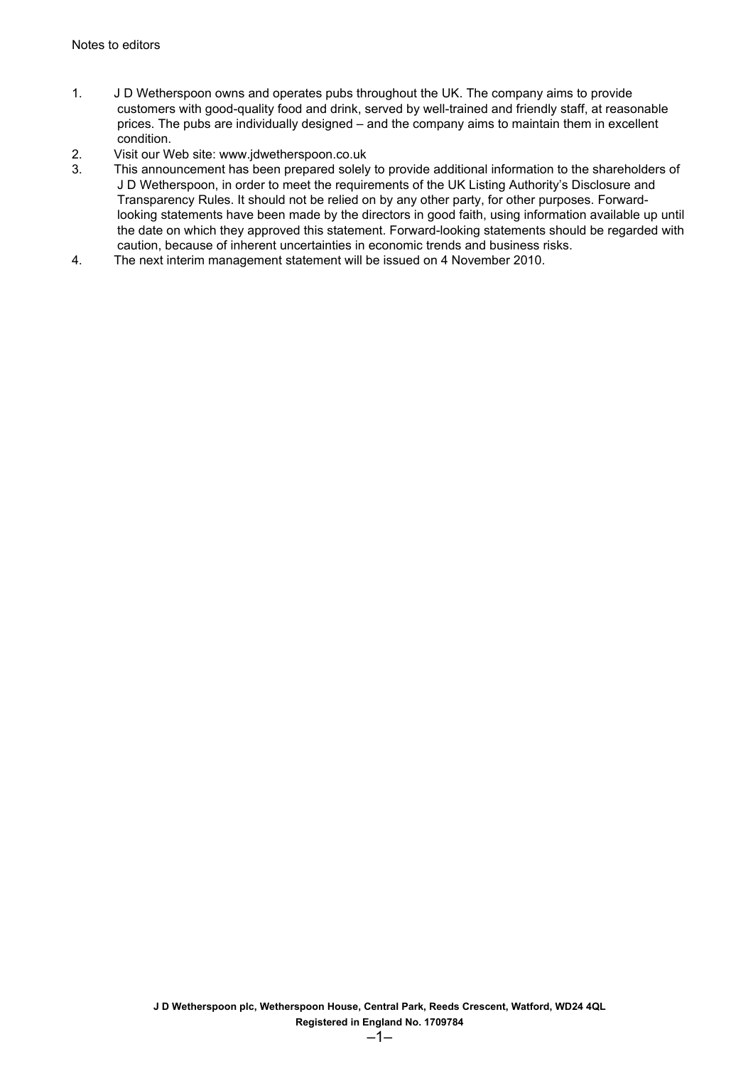Notes to editors

1. J D Wetherspoon owns and operates pubs throughout the UK. The company aims to provide customers with good-quality food and drink, served by well-trained and friendly staff, at reasonable prices. The pubs are individually designed – and the company aims to maintain them in excellent condition.
2. Visit our Web site: www.jdwetherspoon.co.uk
3. This announcement has been prepared solely to provide additional information to the shareholders of J D Wetherspoon, in order to meet the requirements of the UK Listing Authority's Disclosure and Transparency Rules. It should not be relied on by any other party, for other purposes. Forward-looking statements have been made by the directors in good faith, using information available up until the date on which they approved this statement. Forward-looking statements should be regarded with caution, because of inherent uncertainties in economic trends and business risks.
4. The next interim management statement will be issued on 4 November 2010.

**J D Wetherspoon plc, Wetherspoon House, Central Park, Reeds Crescent, Watford, WD24 4QL**
**Registered in England No. 1709784**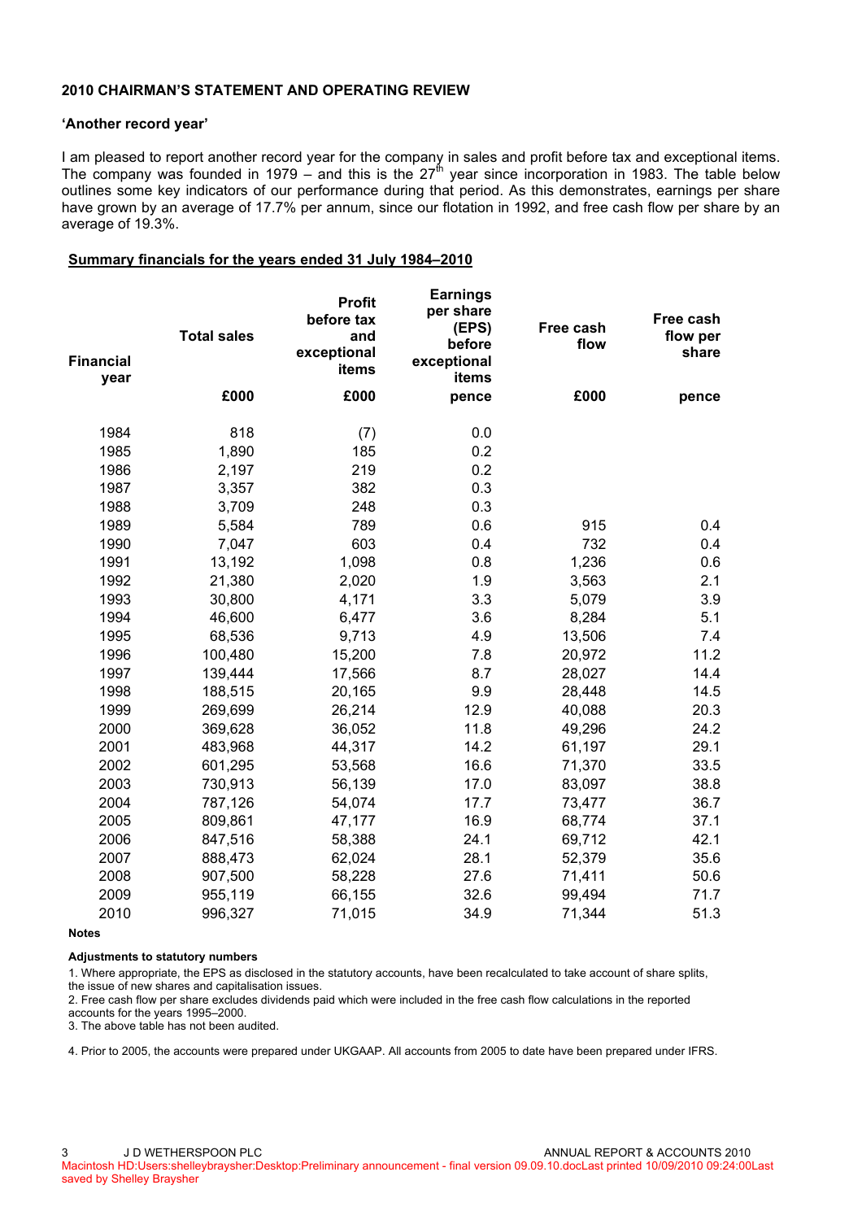## 2010 CHAIRMAN'S STATEMENT AND OPERATING REVIEW

### 'Another record year'

I am pleased to report another record year for the company in sales and profit before tax and exceptional items. The company was founded in 1979 – and this is the 27th year since incorporation in 1983. The table below outlines some key indicators of our performance during that period. As this demonstrates, earnings per share have grown by an average of 17.7% per annum, since our flotation in 1992, and free cash flow per share by an average of 19.3%.

**Summary financials for the years ended 31 July 1984–2010**

| Financial year | Total sales | Profit before tax and exceptional items | Earnings per share (EPS) before exceptional items | Free cash flow | Free cash flow per share |
|---|---|---|---|---|---|
| | £000 | £000 | pence | £000 | pence |
| 1984 | 818 | (7) | 0.0 | | |
| 1985 | 1,890 | 185 | 0.2 | | |
| 1986 | 2,197 | 219 | 0.2 | | |
| 1987 | 3,357 | 382 | 0.3 | | |
| 1988 | 3,709 | 248 | 0.3 | | |
| 1989 | 5,584 | 789 | 0.6 | 915 | 0.4 |
| 1990 | 7,047 | 603 | 0.4 | 732 | 0.4 |
| 1991 | 13,192 | 1,098 | 0.8 | 1,236 | 0.6 |
| 1992 | 21,380 | 2,020 | 1.9 | 3,563 | 2.1 |
| 1993 | 30,800 | 4,171 | 3.3 | 5,079 | 3.9 |
| 1994 | 46,600 | 6,477 | 3.6 | 8,284 | 5.1 |
| 1995 | 68,536 | 9,713 | 4.9 | 13,506 | 7.4 |
| 1996 | 100,480 | 15,200 | 7.8 | 20,972 | 11.2 |
| 1997 | 139,444 | 17,566 | 8.7 | 28,027 | 14.4 |
| 1998 | 188,515 | 20,165 | 9.9 | 28,448 | 14.5 |
| 1999 | 269,699 | 26,214 | 12.9 | 40,088 | 20.3 |
| 2000 | 369,628 | 36,052 | 11.8 | 49,296 | 24.2 |
| 2001 | 483,968 | 44,317 | 14.2 | 61,197 | 29.1 |
| 2002 | 601,295 | 53,568 | 16.6 | 71,370 | 33.5 |
| 2003 | 730,913 | 56,139 | 17.0 | 83,097 | 38.8 |
| 2004 | 787,126 | 54,074 | 17.7 | 73,477 | 36.7 |
| 2005 | 809,861 | 47,177 | 16.9 | 68,774 | 37.1 |
| 2006 | 847,516 | 58,388 | 24.1 | 69,712 | 42.1 |
| 2007 | 888,473 | 62,024 | 28.1 | 52,379 | 35.6 |
| 2008 | 907,500 | 58,228 | 27.6 | 71,411 | 50.6 |
| 2009 | 955,119 | 66,155 | 32.6 | 99,494 | 71.7 |
| 2010 | 996,327 | 71,015 | 34.9 | 71,344 | 51.3 |

**Notes**

**Adjustments to statutory numbers**

1. Where appropriate, the EPS as disclosed in the statutory accounts, have been recalculated to take account of share splits, the issue of new shares and capitalisation issues.
2. Free cash flow per share excludes dividends paid which were included in the free cash flow calculations in the reported accounts for the years 1995–2000.
3. The above table has not been audited.

4. Prior to 2005, the accounts were prepared under UKGAAP. All accounts from 2005 to date have been prepared under IFRS.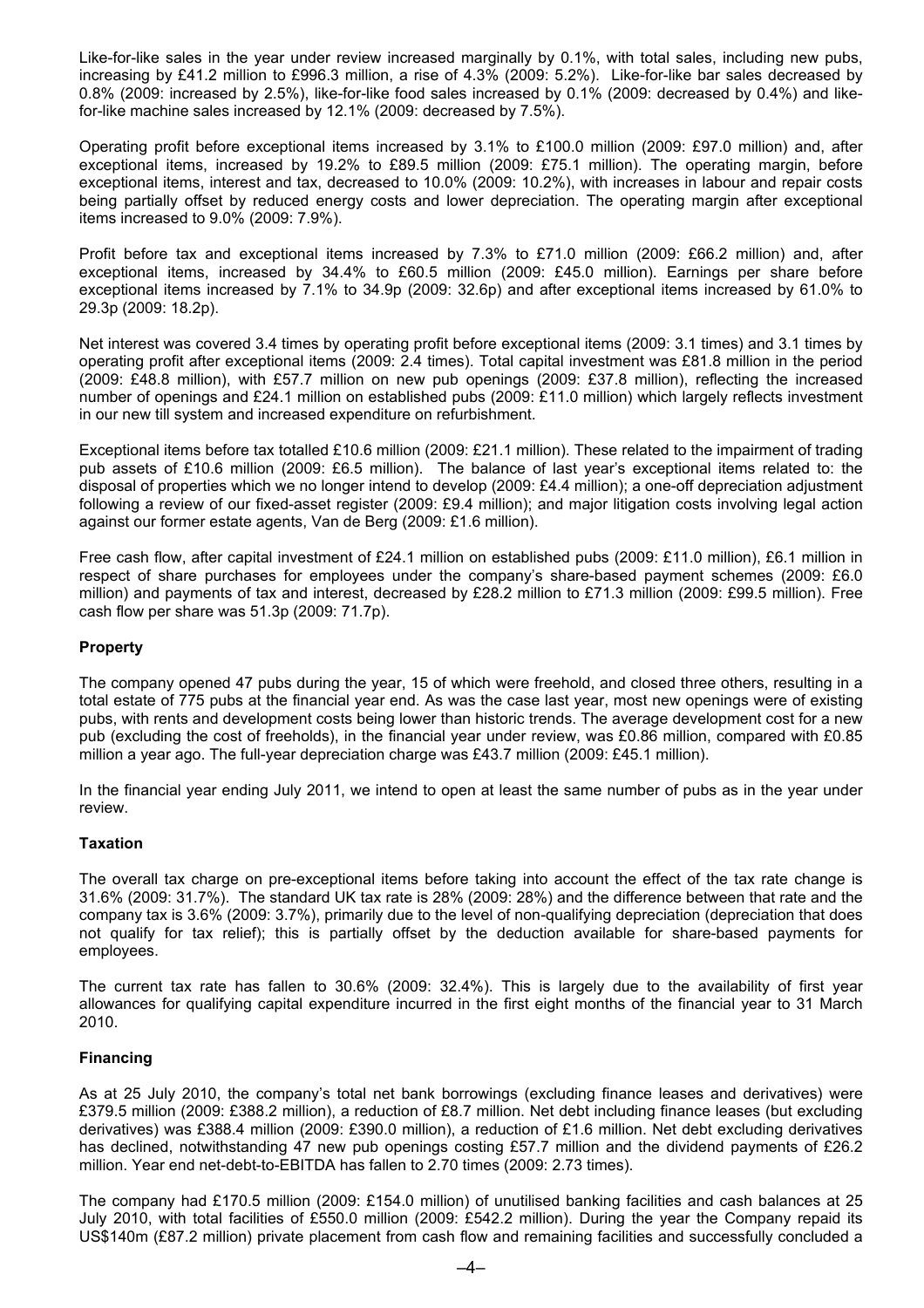Like-for-like sales in the year under review increased marginally by 0.1%, with total sales, including new pubs, increasing by £41.2 million to £996.3 million, a rise of 4.3% (2009: 5.2%). Like-for-like bar sales decreased by 0.8% (2009: increased by 2.5%), like-for-like food sales increased by 0.1% (2009: decreased by 0.4%) and like-for-like machine sales increased by 12.1% (2009: decreased by 7.5%).

Operating profit before exceptional items increased by 3.1% to £100.0 million (2009: £97.0 million) and, after exceptional items, increased by 19.2% to £89.5 million (2009: £75.1 million). The operating margin, before exceptional items, interest and tax, decreased to 10.0% (2009: 10.2%), with increases in labour and repair costs being partially offset by reduced energy costs and lower depreciation. The operating margin after exceptional items increased to 9.0% (2009: 7.9%).

Profit before tax and exceptional items increased by 7.3% to £71.0 million (2009: £66.2 million) and, after exceptional items, increased by 34.4% to £60.5 million (2009: £45.0 million). Earnings per share before exceptional items increased by 7.1% to 34.9p (2009: 32.6p) and after exceptional items increased by 61.0% to 29.3p (2009: 18.2p).

Net interest was covered 3.4 times by operating profit before exceptional items (2009: 3.1 times) and 3.1 times by operating profit after exceptional items (2009: 2.4 times). Total capital investment was £81.8 million in the period (2009: £48.8 million), with £57.7 million on new pub openings (2009: £37.8 million), reflecting the increased number of openings and £24.1 million on established pubs (2009: £11.0 million) which largely reflects investment in our new till system and increased expenditure on refurbishment.

Exceptional items before tax totalled £10.6 million (2009: £21.1 million). These related to the impairment of trading pub assets of £10.6 million (2009: £6.5 million). The balance of last year's exceptional items related to: the disposal of properties which we no longer intend to develop (2009: £4.4 million); a one-off depreciation adjustment following a review of our fixed-asset register (2009: £9.4 million); and major litigation costs involving legal action against our former estate agents, Van de Berg (2009: £1.6 million).

Free cash flow, after capital investment of £24.1 million on established pubs (2009: £11.0 million), £6.1 million in respect of share purchases for employees under the company's share-based payment schemes (2009: £6.0 million) and payments of tax and interest, decreased by £28.2 million to £71.3 million (2009: £99.5 million). Free cash flow per share was 51.3p (2009: 71.7p).

**Property**

The company opened 47 pubs during the year, 15 of which were freehold, and closed three others, resulting in a total estate of 775 pubs at the financial year end. As was the case last year, most new openings were of existing pubs, with rents and development costs being lower than historic trends. The average development cost for a new pub (excluding the cost of freeholds), in the financial year under review, was £0.86 million, compared with £0.85 million a year ago. The full-year depreciation charge was £43.7 million (2009: £45.1 million).

In the financial year ending July 2011, we intend to open at least the same number of pubs as in the year under review.

**Taxation**

The overall tax charge on pre-exceptional items before taking into account the effect of the tax rate change is 31.6% (2009: 31.7%). The standard UK tax rate is 28% (2009: 28%) and the difference between that rate and the company tax is 3.6% (2009: 3.7%), primarily due to the level of non-qualifying depreciation (depreciation that does not qualify for tax relief); this is partially offset by the deduction available for share-based payments for employees.

The current tax rate has fallen to 30.6% (2009: 32.4%). This is largely due to the availability of first year allowances for qualifying capital expenditure incurred in the first eight months of the financial year to 31 March 2010.

**Financing**

As at 25 July 2010, the company's total net bank borrowings (excluding finance leases and derivatives) were £379.5 million (2009: £388.2 million), a reduction of £8.7 million. Net debt including finance leases (but excluding derivatives) was £388.4 million (2009: £390.0 million), a reduction of £1.6 million. Net debt excluding derivatives has declined, notwithstanding 47 new pub openings costing £57.7 million and the dividend payments of £26.2 million. Year end net-debt-to-EBITDA has fallen to 2.70 times (2009: 2.73 times).

The company had £170.5 million (2009: £154.0 million) of unutilised banking facilities and cash balances at 25 July 2010, with total facilities of £550.0 million (2009: £542.2 million). During the year the Company repaid its US$140m (£87.2 million) private placement from cash flow and remaining facilities and successfully concluded a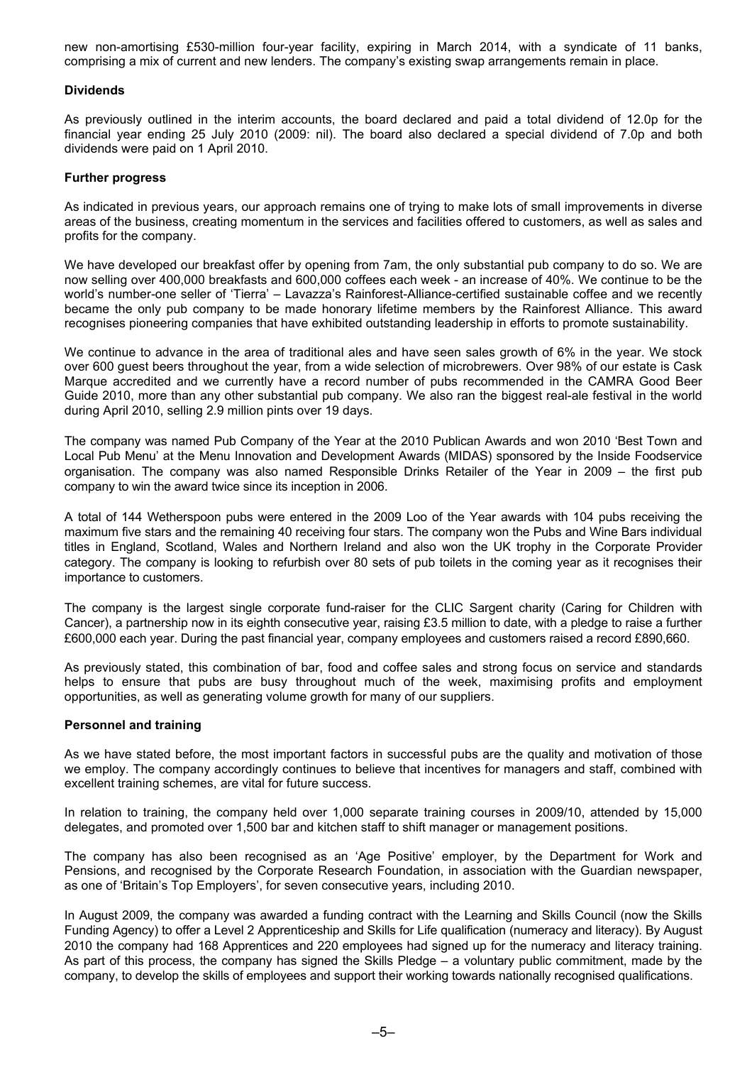new non-amortising £530-million four-year facility, expiring in March 2014, with a syndicate of 11 banks, comprising a mix of current and new lenders. The company's existing swap arrangements remain in place.

**Dividends**

As previously outlined in the interim accounts, the board declared and paid a total dividend of 12.0p for the financial year ending 25 July 2010 (2009: nil). The board also declared a special dividend of 7.0p and both dividends were paid on 1 April 2010.

**Further progress**

As indicated in previous years, our approach remains one of trying to make lots of small improvements in diverse areas of the business, creating momentum in the services and facilities offered to customers, as well as sales and profits for the company.

We have developed our breakfast offer by opening from 7am, the only substantial pub company to do so. We are now selling over 400,000 breakfasts and 600,000 coffees each week - an increase of 40%. We continue to be the world's number-one seller of 'Tierra' – Lavazza's Rainforest-Alliance-certified sustainable coffee and we recently became the only pub company to be made honorary lifetime members by the Rainforest Alliance. This award recognises pioneering companies that have exhibited outstanding leadership in efforts to promote sustainability.

We continue to advance in the area of traditional ales and have seen sales growth of 6% in the year. We stock over 600 guest beers throughout the year, from a wide selection of microbrewers. Over 98% of our estate is Cask Marque accredited and we currently have a record number of pubs recommended in the CAMRA Good Beer Guide 2010, more than any other substantial pub company. We also ran the biggest real-ale festival in the world during April 2010, selling 2.9 million pints over 19 days.

The company was named Pub Company of the Year at the 2010 Publican Awards and won 2010 'Best Town and Local Pub Menu' at the Menu Innovation and Development Awards (MIDAS) sponsored by the Inside Foodservice organisation. The company was also named Responsible Drinks Retailer of the Year in 2009 – the first pub company to win the award twice since its inception in 2006.

A total of 144 Wetherspoon pubs were entered in the 2009 Loo of the Year awards with 104 pubs receiving the maximum five stars and the remaining 40 receiving four stars. The company won the Pubs and Wine Bars individual titles in England, Scotland, Wales and Northern Ireland and also won the UK trophy in the Corporate Provider category. The company is looking to refurbish over 80 sets of pub toilets in the coming year as it recognises their importance to customers.

The company is the largest single corporate fund-raiser for the CLIC Sargent charity (Caring for Children with Cancer), a partnership now in its eighth consecutive year, raising £3.5 million to date, with a pledge to raise a further £600,000 each year. During the past financial year, company employees and customers raised a record £890,660.

As previously stated, this combination of bar, food and coffee sales and strong focus on service and standards helps to ensure that pubs are busy throughout much of the week, maximising profits and employment opportunities, as well as generating volume growth for many of our suppliers.

**Personnel and training**

As we have stated before, the most important factors in successful pubs are the quality and motivation of those we employ. The company accordingly continues to believe that incentives for managers and staff, combined with excellent training schemes, are vital for future success.

In relation to training, the company held over 1,000 separate training courses in 2009/10, attended by 15,000 delegates, and promoted over 1,500 bar and kitchen staff to shift manager or management positions.

The company has also been recognised as an 'Age Positive' employer, by the Department for Work and Pensions, and recognised by the Corporate Research Foundation, in association with the Guardian newspaper, as one of 'Britain's Top Employers', for seven consecutive years, including 2010.

In August 2009, the company was awarded a funding contract with the Learning and Skills Council (now the Skills Funding Agency) to offer a Level 2 Apprenticeship and Skills for Life qualification (numeracy and literacy). By August 2010 the company had 168 Apprentices and 220 employees had signed up for the numeracy and literacy training. As part of this process, the company has signed the Skills Pledge – a voluntary public commitment, made by the company, to develop the skills of employees and support their working towards nationally recognised qualifications.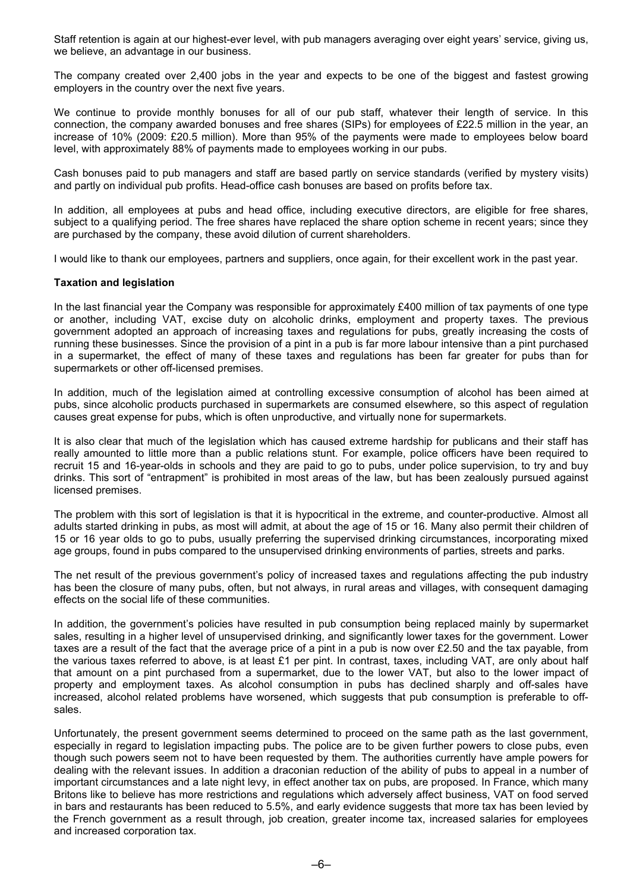Staff retention is again at our highest-ever level, with pub managers averaging over eight years' service, giving us, we believe, an advantage in our business.

The company created over 2,400 jobs in the year and expects to be one of the biggest and fastest growing employers in the country over the next five years.

We continue to provide monthly bonuses for all of our pub staff, whatever their length of service. In this connection, the company awarded bonuses and free shares (SIPs) for employees of £22.5 million in the year, an increase of 10% (2009: £20.5 million). More than 95% of the payments were made to employees below board level, with approximately 88% of payments made to employees working in our pubs.

Cash bonuses paid to pub managers and staff are based partly on service standards (verified by mystery visits) and partly on individual pub profits. Head-office cash bonuses are based on profits before tax.

In addition, all employees at pubs and head office, including executive directors, are eligible for free shares, subject to a qualifying period. The free shares have replaced the share option scheme in recent years; since they are purchased by the company, these avoid dilution of current shareholders.

I would like to thank our employees, partners and suppliers, once again, for their excellent work in the past year.

**Taxation and legislation**

In the last financial year the Company was responsible for approximately £400 million of tax payments of one type or another, including VAT, excise duty on alcoholic drinks, employment and property taxes. The previous government adopted an approach of increasing taxes and regulations for pubs, greatly increasing the costs of running these businesses. Since the provision of a pint in a pub is far more labour intensive than a pint purchased in a supermarket, the effect of many of these taxes and regulations has been far greater for pubs than for supermarkets or other off-licensed premises.

In addition, much of the legislation aimed at controlling excessive consumption of alcohol has been aimed at pubs, since alcoholic products purchased in supermarkets are consumed elsewhere, so this aspect of regulation causes great expense for pubs, which is often unproductive, and virtually none for supermarkets.

It is also clear that much of the legislation which has caused extreme hardship for publicans and their staff has really amounted to little more than a public relations stunt. For example, police officers have been required to recruit 15 and 16-year-olds in schools and they are paid to go to pubs, under police supervision, to try and buy drinks. This sort of "entrapment" is prohibited in most areas of the law, but has been zealously pursued against licensed premises.

The problem with this sort of legislation is that it is hypocritical in the extreme, and counter-productive. Almost all adults started drinking in pubs, as most will admit, at about the age of 15 or 16. Many also permit their children of 15 or 16 year olds to go to pubs, usually preferring the supervised drinking circumstances, incorporating mixed age groups, found in pubs compared to the unsupervised drinking environments of parties, streets and parks.

The net result of the previous government's policy of increased taxes and regulations affecting the pub industry has been the closure of many pubs, often, but not always, in rural areas and villages, with consequent damaging effects on the social life of these communities.

In addition, the government's policies have resulted in pub consumption being replaced mainly by supermarket sales, resulting in a higher level of unsupervised drinking, and significantly lower taxes for the government. Lower taxes are a result of the fact that the average price of a pint in a pub is now over £2.50 and the tax payable, from the various taxes referred to above, is at least £1 per pint. In contrast, taxes, including VAT, are only about half that amount on a pint purchased from a supermarket, due to the lower VAT, but also to the lower impact of property and employment taxes. As alcohol consumption in pubs has declined sharply and off-sales have increased, alcohol related problems have worsened, which suggests that pub consumption is preferable to off-sales.

Unfortunately, the present government seems determined to proceed on the same path as the last government, especially in regard to legislation impacting pubs. The police are to be given further powers to close pubs, even though such powers seem not to have been requested by them. The authorities currently have ample powers for dealing with the relevant issues. In addition a draconian reduction of the ability of pubs to appeal in a number of important circumstances and a late night levy, in effect another tax on pubs, are proposed. In France, which many Britons like to believe has more restrictions and regulations which adversely affect business, VAT on food served in bars and restaurants has been reduced to 5.5%, and early evidence suggests that more tax has been levied by the French government as a result through, job creation, greater income tax, increased salaries for employees and increased corporation tax.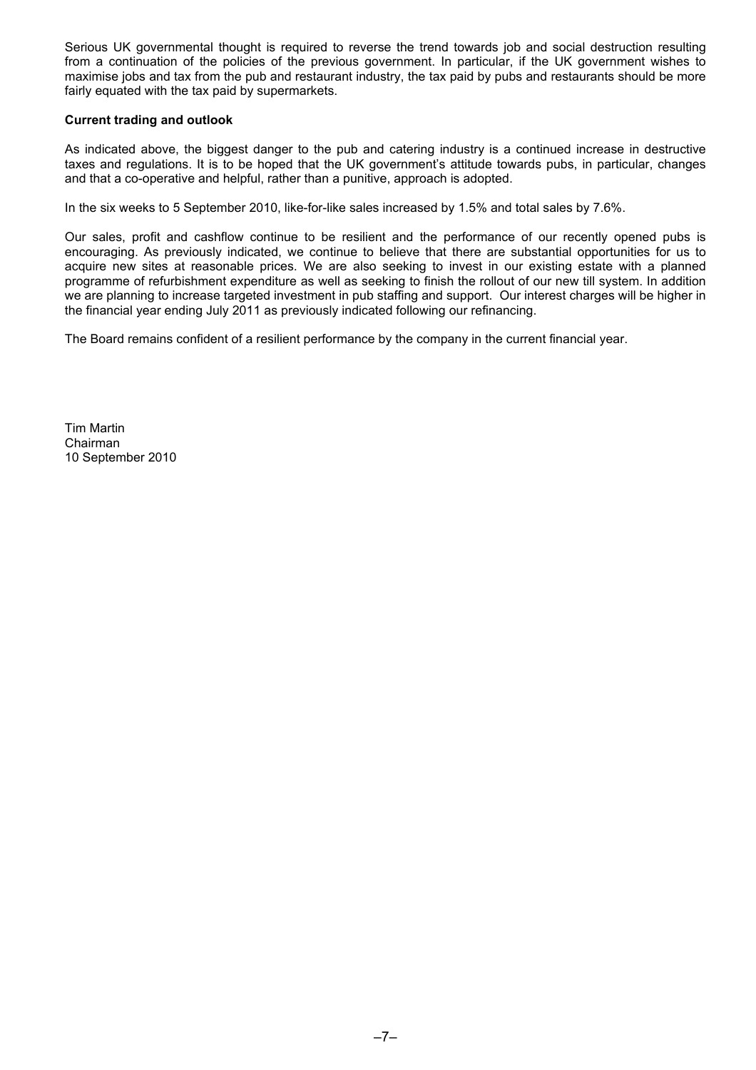Serious UK governmental thought is required to reverse the trend towards job and social destruction resulting from a continuation of the policies of the previous government. In particular, if the UK government wishes to maximise jobs and tax from the pub and restaurant industry, the tax paid by pubs and restaurants should be more fairly equated with the tax paid by supermarkets.

**Current trading and outlook**

As indicated above, the biggest danger to the pub and catering industry is a continued increase in destructive taxes and regulations. It is to be hoped that the UK government's attitude towards pubs, in particular, changes and that a co-operative and helpful, rather than a punitive, approach is adopted.

In the six weeks to 5 September 2010, like-for-like sales increased by 1.5% and total sales by 7.6%.

Our sales, profit and cashflow continue to be resilient and the performance of our recently opened pubs is encouraging. As previously indicated, we continue to believe that there are substantial opportunities for us to acquire new sites at reasonable prices. We are also seeking to invest in our existing estate with a planned programme of refurbishment expenditure as well as seeking to finish the rollout of our new till system. In addition we are planning to increase targeted investment in pub staffing and support. Our interest charges will be higher in the financial year ending July 2011 as previously indicated following our refinancing.

The Board remains confident of a resilient performance by the company in the current financial year.

Tim Martin
Chairman
10 September 2010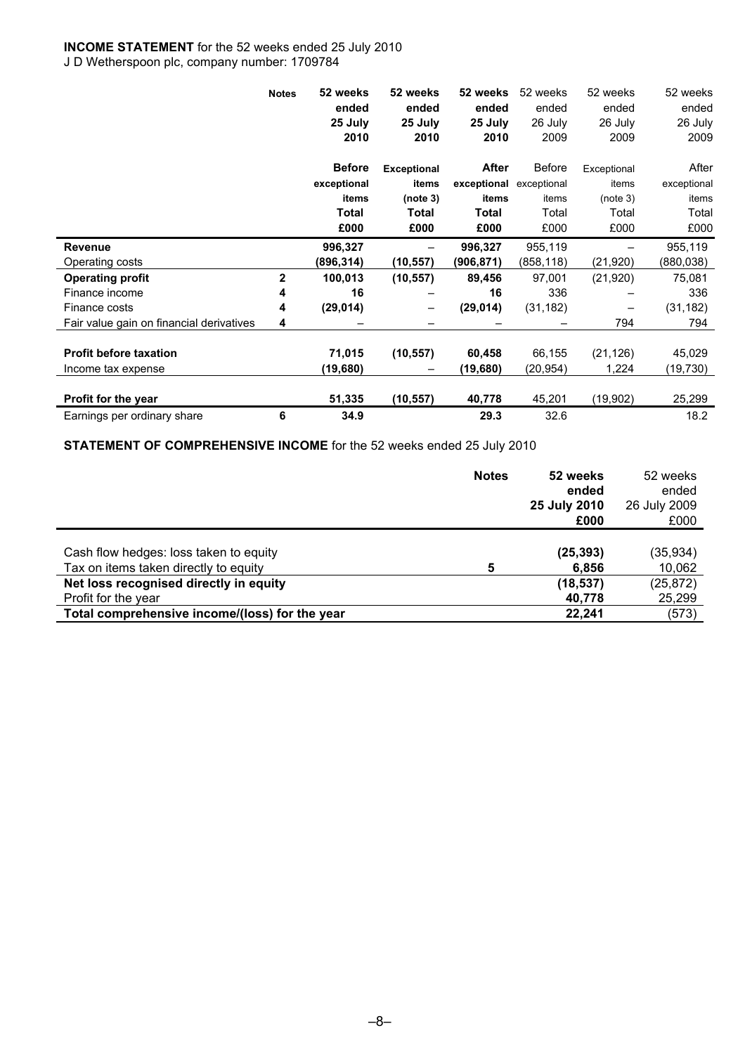**INCOME STATEMENT** for the 52 weeks ended 25 July 2010

J D Wetherspoon plc, company number: 1709784

| | Notes | 52 weeks ended 25 July 2010 | 52 weeks ended 25 July 2010 | 52 weeks ended 25 July 2010 | 52 weeks ended 26 July 2009 | 52 weeks ended 26 July 2009 | 52 weeks ended 26 July 2009 |
|---|---|---|---|---|---|---|---|
| | | Before exceptional items Total £000 | Exceptional items (note 3) Total £000 | After exceptional items Total £000 | Before exceptional items Total £000 | Exceptional items (note 3) Total £000 | After exceptional items Total £000 |
| **Revenue** | | **996,327** | – | **996,327** | 955,119 | – | 955,119 |
| Operating costs | | **(896,314)** | **(10,557)** | **(906,871)** | (858,118) | (21,920) | (880,038) |
| **Operating profit** | **2** | **100,013** | **(10,557)** | **89,456** | 97,001 | (21,920) | 75,081 |
| Finance income | **4** | **16** | – | **16** | 336 | – | 336 |
| Finance costs | **4** | **(29,014)** | – | **(29,014)** | (31,182) | – | (31,182) |
| Fair value gain on financial derivatives | **4** | – | – | – | – | 794 | 794 |
| **Profit before taxation** | | **71,015** | **(10,557)** | **60,458** | 66,155 | (21,126) | 45,029 |
| Income tax expense | | **(19,680)** | – | **(19,680)** | (20,954) | 1,224 | (19,730) |
| **Profit for the year** | | **51,335** | **(10,557)** | **40,778** | 45,201 | (19,902) | 25,299 |
| Earnings per ordinary share | **6** | **34.9** | | **29.3** | 32.6 | | 18.2 |

**STATEMENT OF COMPREHENSIVE INCOME** for the 52 weeks ended 25 July 2010

| | Notes | 52 weeks ended 25 July 2010 £000 | 52 weeks ended 26 July 2009 £000 |
|---|---|---|---|
| Cash flow hedges: loss taken to equity | | **(25,393)** | (35,934) |
| Tax on items taken directly to equity | **5** | **6,856** | 10,062 |
| **Net loss recognised directly in equity** | | **(18,537)** | (25,872) |
| Profit for the year | | **40,778** | 25,299 |
| **Total comprehensive income/(loss) for the year** | | **22,241** | (573) |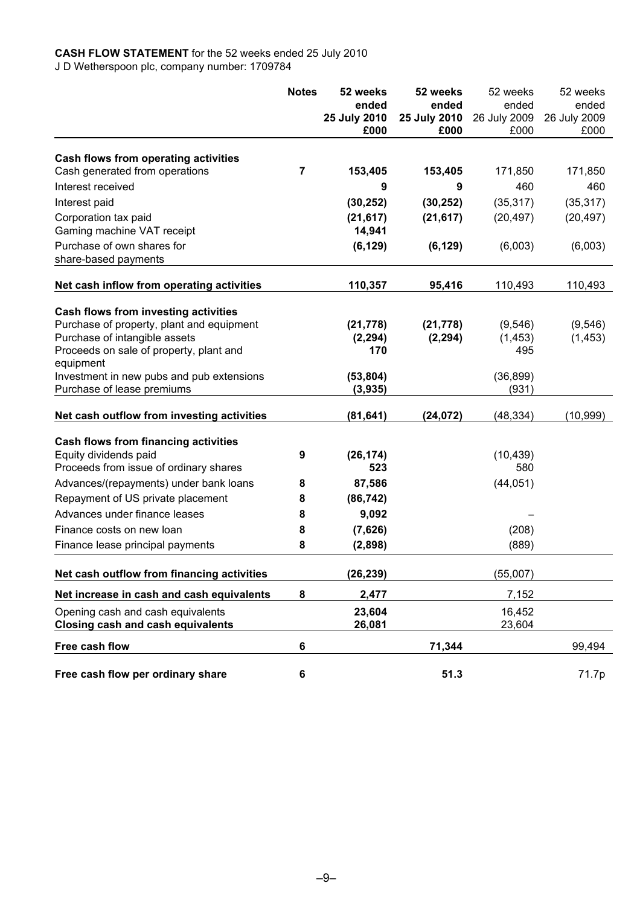**CASH FLOW STATEMENT** for the 52 weeks ended 25 July 2010

J D Wetherspoon plc, company number: 1709784

| | Notes | 52 weeks ended 25 July 2010 £000 | 52 weeks ended 25 July 2010 £000 | 52 weeks ended 26 July 2009 £000 | 52 weeks ended 26 July 2009 £000 |
|---|---|---|---|---|---|
| **Cash flows from operating activities** | | | | | |
| Cash generated from operations | **7** | **153,405** | **153,405** | 171,850 | 171,850 |
| Interest received | | **9** | **9** | 460 | 460 |
| Interest paid | | **(30,252)** | **(30,252)** | (35,317) | (35,317) |
| Corporation tax paid | | **(21,617)** | **(21,617)** | (20,497) | (20,497) |
| Gaming machine VAT receipt | | **14,941** | | | |
| Purchase of own shares for share-based payments | | **(6,129)** | **(6,129)** | (6,003) | (6,003) |
| **Net cash inflow from operating activities** | | **110,357** | **95,416** | 110,493 | 110,493 |
| **Cash flows from investing activities** | | | | | |
| Purchase of property, plant and equipment | | **(21,778)** | **(21,778)** | (9,546) | (9,546) |
| Purchase of intangible assets | | **(2,294)** | **(2,294)** | (1,453) | (1,453) |
| Proceeds on sale of property, plant and equipment | | **170** | | 495 | |
| Investment in new pubs and pub extensions | | **(53,804)** | | (36,899) | |
| Purchase of lease premiums | | **(3,935)** | | (931) | |
| **Net cash outflow from investing activities** | | **(81,641)** | **(24,072)** | (48,334) | (10,999) |
| **Cash flows from financing activities** | | | | | |
| Equity dividends paid | **9** | **(26,174)** | | (10,439) | |
| Proceeds from issue of ordinary shares | | **523** | | 580 | |
| Advances/(repayments) under bank loans | **8** | **87,586** | | (44,051) | |
| Repayment of US private placement | **8** | **(86,742)** | | | |
| Advances under finance leases | **8** | **9,092** | | – | |
| Finance costs on new loan | **8** | **(7,626)** | | (208) | |
| Finance lease principal payments | **8** | **(2,898)** | | (889) | |
| **Net cash outflow from financing activities** | | **(26,239)** | | (55,007) | |
| **Net increase in cash and cash equivalents** | **8** | **2,477** | | 7,152 | |
| Opening cash and cash equivalents | | **23,604** | | 16,452 | |
| **Closing cash and cash equivalents** | | **26,081** | | 23,604 | |
| **Free cash flow** | **6** | | **71,344** | | 99,494 |
| **Free cash flow per ordinary share** | **6** | | **51.3** | | 71.7p |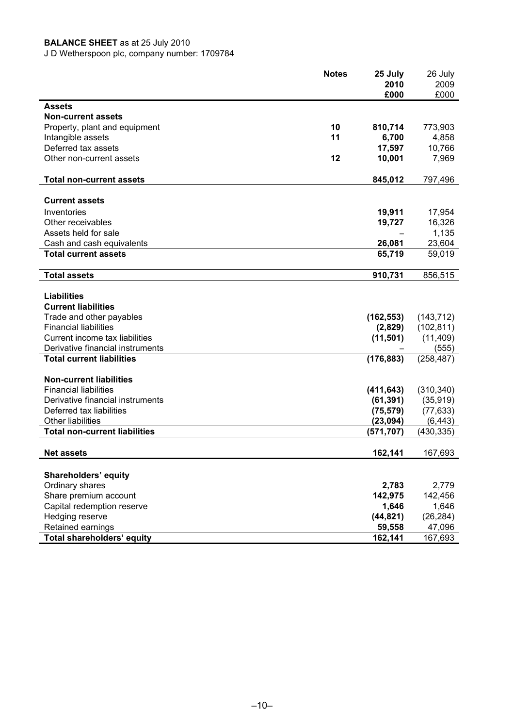**BALANCE SHEET** as at 25 July 2010

J D Wetherspoon plc, company number: 1709784

| | Notes | 25 July 2010 £000 | 26 July 2009 £000 |
|---|---|---|---|
| **Assets** | | | |
| **Non-current assets** | | | |
| Property, plant and equipment | 10 | **810,714** | 773,903 |
| Intangible assets | 11 | **6,700** | 4,858 |
| Deferred tax assets | | **17,597** | 10,766 |
| Other non-current assets | 12 | **10,001** | 7,969 |
| **Total non-current assets** | | **845,012** | 797,496 |
| **Current assets** | | | |
| Inventories | | **19,911** | 17,954 |
| Other receivables | | **19,727** | 16,326 |
| Assets held for sale | | – | 1,135 |
| Cash and cash equivalents | | **26,081** | 23,604 |
| **Total current assets** | | **65,719** | 59,019 |
| **Total assets** | | **910,731** | 856,515 |
| **Liabilities** | | | |
| **Current liabilities** | | | |
| Trade and other payables | | **(162,553)** | (143,712) |
| Financial liabilities | | **(2,829)** | (102,811) |
| Current income tax liabilities | | **(11,501)** | (11,409) |
| Derivative financial instruments | | – | (555) |
| **Total current liabilities** | | **(176,883)** | (258,487) |
| **Non-current liabilities** | | | |
| Financial liabilities | | **(411,643)** | (310,340) |
| Derivative financial instruments | | **(61,391)** | (35,919) |
| Deferred tax liabilities | | **(75,579)** | (77,633) |
| Other liabilities | | **(23,094)** | (6,443) |
| **Total non-current liabilities** | | **(571,707)** | (430,335) |
| **Net assets** | | **162,141** | 167,693 |
| **Shareholders' equity** | | | |
| Ordinary shares | | **2,783** | 2,779 |
| Share premium account | | **142,975** | 142,456 |
| Capital redemption reserve | | **1,646** | 1,646 |
| Hedging reserve | | **(44,821)** | (26,284) |
| Retained earnings | | **59,558** | 47,096 |
| **Total shareholders' equity** | | **162,141** | 167,693 |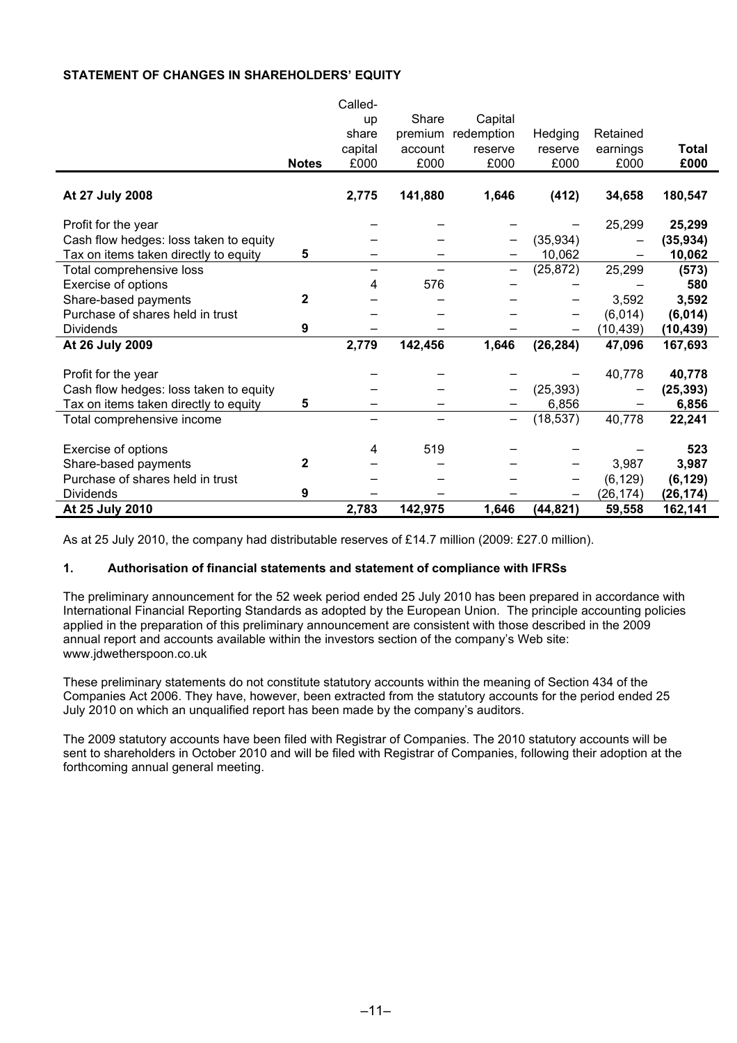**STATEMENT OF CHANGES IN SHAREHOLDERS' EQUITY**

| | Notes | Called-up share capital £000 | Share premium account £000 | Capital redemption reserve £000 | Hedging reserve £000 | Retained earnings £000 | Total £000 |
|---|---|---|---|---|---|---|---|
| **At 27 July 2008** | | **2,775** | **141,880** | **1,646** | **(412)** | **34,658** | **180,547** |
| Profit for the year | | – | – | – | – | 25,299 | **25,299** |
| Cash flow hedges: loss taken to equity | | – | – | – | (35,934) | – | **(35,934)** |
| Tax on items taken directly to equity | 5 | – | – | – | 10,062 | – | **10,062** |
| Total comprehensive loss | | – | – | – | (25,872) | 25,299 | **(573)** |
| Exercise of options | | 4 | 576 | – | – | – | **580** |
| Share-based payments | 2 | – | – | – | – | 3,592 | **3,592** |
| Purchase of shares held in trust | | – | – | – | – | (6,014) | **(6,014)** |
| Dividends | 9 | – | – | – | – | (10,439) | **(10,439)** |
| **At 26 July 2009** | | **2,779** | **142,456** | **1,646** | **(26,284)** | **47,096** | **167,693** |
| Profit for the year | | – | – | – | – | 40,778 | **40,778** |
| Cash flow hedges: loss taken to equity | | – | – | – | (25,393) | – | **(25,393)** |
| Tax on items taken directly to equity | 5 | – | – | – | 6,856 | – | **6,856** |
| Total comprehensive income | | – | – | – | (18,537) | 40,778 | **22,241** |
| Exercise of options | | 4 | 519 | – | – | – | **523** |
| Share-based payments | 2 | – | – | – | – | 3,987 | **3,987** |
| Purchase of shares held in trust | | – | – | – | – | (6,129) | **(6,129)** |
| Dividends | 9 | – | – | – | – | (26,174) | **(26,174)** |
| **At 25 July 2010** | | **2,783** | **142,975** | **1,646** | **(44,821)** | **59,558** | **162,141** |

As at 25 July 2010, the company had distributable reserves of £14.7 million (2009: £27.0 million).

**1. Authorisation of financial statements and statement of compliance with IFRSs**

The preliminary announcement for the 52 week period ended 25 July 2010 has been prepared in accordance with International Financial Reporting Standards as adopted by the European Union. The principle accounting policies applied in the preparation of this preliminary announcement are consistent with those described in the 2009 annual report and accounts available within the investors section of the company's Web site: www.jdwetherspoon.co.uk

These preliminary statements do not constitute statutory accounts within the meaning of Section 434 of the Companies Act 2006. They have, however, been extracted from the statutory accounts for the period ended 25 July 2010 on which an unqualified report has been made by the company's auditors.

The 2009 statutory accounts have been filed with Registrar of Companies. The 2010 statutory accounts will be sent to shareholders in October 2010 and will be filed with Registrar of Companies, following their adoption at the forthcoming annual general meeting.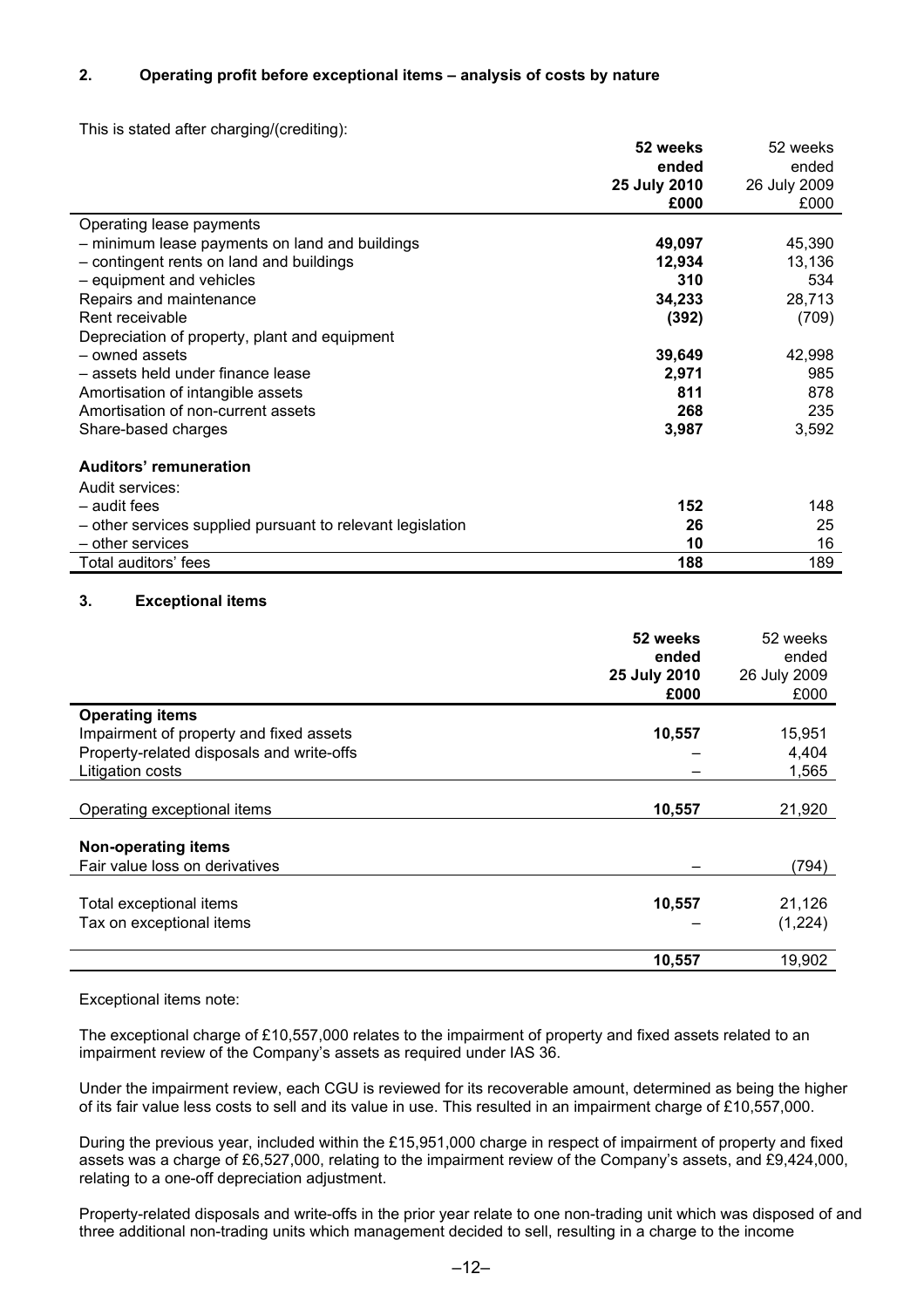## 2. Operating profit before exceptional items – analysis of costs by nature

This is stated after charging/(crediting):

| | **52 weeks ended 25 July 2010 £000** | 52 weeks ended 26 July 2009 £000 |
|---|---|---|
| Operating lease payments | | |
| – minimum lease payments on land and buildings | **49,097** | 45,390 |
| – contingent rents on land and buildings | **12,934** | 13,136 |
| – equipment and vehicles | **310** | 534 |
| Repairs and maintenance | **34,233** | 28,713 |
| Rent receivable | **(392)** | (709) |
| Depreciation of property, plant and equipment | | |
| – owned assets | **39,649** | 42,998 |
| – assets held under finance lease | **2,971** | 985 |
| Amortisation of intangible assets | **811** | 878 |
| Amortisation of non-current assets | **268** | 235 |
| Share-based charges | **3,987** | 3,592 |
| **Auditors' remuneration** | | |
| Audit services: | | |
| – audit fees | **152** | 148 |
| – other services supplied pursuant to relevant legislation | **26** | 25 |
| – other services | **10** | 16 |
| Total auditors' fees | **188** | 189 |

## 3. Exceptional items

| | **52 weeks ended 25 July 2010 £000** | 52 weeks ended 26 July 2009 £000 |
|---|---|---|
| **Operating items** | | |
| Impairment of property and fixed assets | **10,557** | 15,951 |
| Property-related disposals and write-offs | – | 4,404 |
| Litigation costs | – | 1,565 |
| Operating exceptional items | **10,557** | 21,920 |
| **Non-operating items** | | |
| Fair value loss on derivatives | – | (794) |
| Total exceptional items | **10,557** | 21,126 |
| Tax on exceptional items | – | (1,224) |
| | **10,557** | 19,902 |

Exceptional items note:

The exceptional charge of £10,557,000 relates to the impairment of property and fixed assets related to an impairment review of the Company's assets as required under IAS 36.

Under the impairment review, each CGU is reviewed for its recoverable amount, determined as being the higher of its fair value less costs to sell and its value in use. This resulted in an impairment charge of £10,557,000.

During the previous year, included within the £15,951,000 charge in respect of impairment of property and fixed assets was a charge of £6,527,000, relating to the impairment review of the Company's assets, and £9,424,000, relating to a one-off depreciation adjustment.

Property-related disposals and write-offs in the prior year relate to one non-trading unit which was disposed of and three additional non-trading units which management decided to sell, resulting in a charge to the income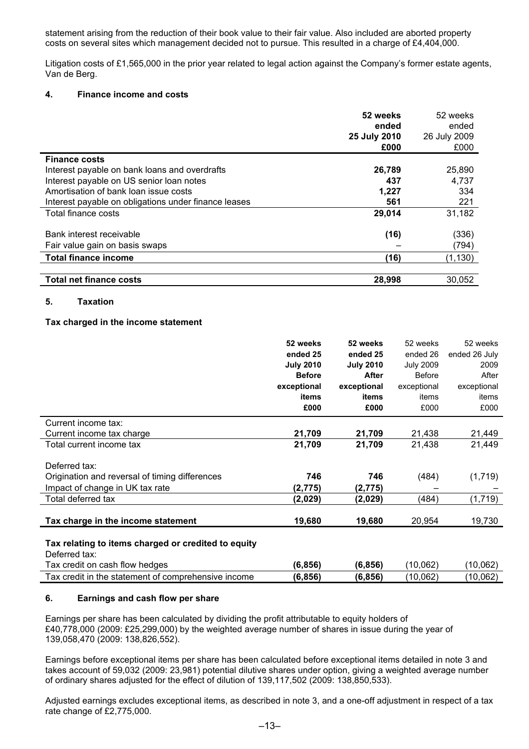statement arising from the reduction of their book value to their fair value. Also included are aborted property costs on several sites which management decided not to pursue. This resulted in a charge of £4,404,000.

Litigation costs of £1,565,000 in the prior year related to legal action against the Company's former estate agents, Van de Berg.

### 4. Finance income and costs

| | **52 weeks ended 25 July 2010 £000** | 52 weeks ended 26 July 2009 £000 |
|---|---|---|
| **Finance costs** | | |
| Interest payable on bank loans and overdrafts | **26,789** | 25,890 |
| Interest payable on US senior loan notes | **437** | 4,737 |
| Amortisation of bank loan issue costs | **1,227** | 334 |
| Interest payable on obligations under finance leases | **561** | 221 |
| Total finance costs | **29,014** | 31,182 |
| | | |
| Bank interest receivable | **(16)** | (336) |
| Fair value gain on basis swaps | – | (794) |
| **Total finance income** | **(16)** | (1,130) |
| | | |
| **Total net finance costs** | **28,998** | 30,052 |

### 5. Taxation

**Tax charged in the income statement**

| | **52 weeks ended 25 July 2010 Before exceptional items £000** | **52 weeks ended 25 July 2010 After exceptional items £000** | 52 weeks ended 26 July 2009 Before exceptional items £000 | 52 weeks ended 26 July 2009 After exceptional items £000 |
|---|---|---|---|---|
| Current income tax: | | | | |
| Current income tax charge | **21,709** | **21,709** | 21,438 | 21,449 |
| Total current income tax | **21,709** | **21,709** | 21,438 | 21,449 |
| | | | | |
| Deferred tax: | | | | |
| Origination and reversal of timing differences | **746** | **746** | (484) | (1,719) |
| Impact of change in UK tax rate | **(2,775)** | **(2,775)** | – | – |
| Total deferred tax | **(2,029)** | **(2,029)** | (484) | (1,719) |
| | | | | |
| **Tax charge in the income statement** | **19,680** | **19,680** | 20,954 | 19,730 |
| | | | | |
| **Tax relating to items charged or credited to equity** | | | | |
| Deferred tax: | | | | |
| Tax credit on cash flow hedges | **(6,856)** | **(6,856)** | (10,062) | (10,062) |
| Tax credit in the statement of comprehensive income | **(6,856)** | **(6,856)** | (10,062) | (10,062) |

### 6. Earnings and cash flow per share

Earnings per share has been calculated by dividing the profit attributable to equity holders of £40,778,000 (2009: £25,299,000) by the weighted average number of shares in issue during the year of 139,058,470 (2009: 138,826,552).

Earnings before exceptional items per share has been calculated before exceptional items detailed in note 3 and takes account of 59,032 (2009: 23,981) potential dilutive shares under option, giving a weighted average number of ordinary shares adjusted for the effect of dilution of 139,117,502 (2009: 138,850,533).

Adjusted earnings excludes exceptional items, as described in note 3, and a one-off adjustment in respect of a tax rate change of £2,775,000.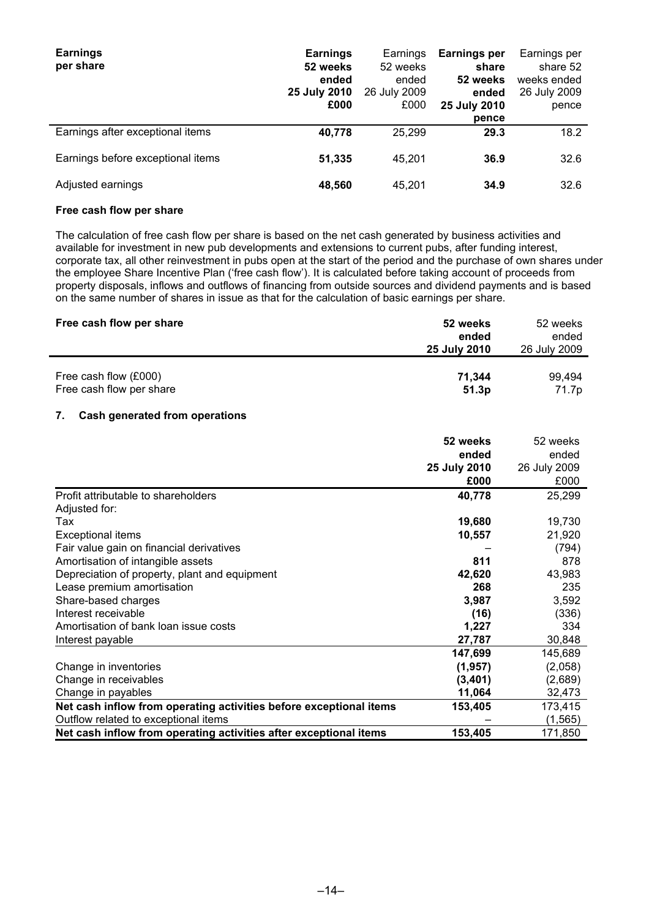| **Earnings per share** | **Earnings 52 weeks ended 25 July 2010 £000** | Earnings 52 weeks ended 26 July 2009 £000 | **Earnings per share 52 weeks ended 25 July 2010 pence** | Earnings per share 52 weeks ended 26 July 2009 pence |
|---|---|---|---|---|
| Earnings after exceptional items | **40,778** | 25,299 | **29.3** | 18.2 |
| Earnings before exceptional items | **51,335** | 45,201 | **36.9** | 32.6 |
| Adjusted earnings | **48,560** | 45,201 | **34.9** | 32.6 |

**Free cash flow per share**

The calculation of free cash flow per share is based on the net cash generated by business activities and available for investment in new pub developments and extensions to current pubs, after funding interest, corporate tax, all other reinvestment in pubs open at the start of the period and the purchase of own shares under the employee Share Incentive Plan ('free cash flow'). It is calculated before taking account of proceeds from property disposals, inflows and outflows of financing from outside sources and dividend payments and is based on the same number of shares in issue as that for the calculation of basic earnings per share.

| **Free cash flow per share** | **52 weeks ended 25 July 2010** | 52 weeks ended 26 July 2009 |
|---|---|---|
| Free cash flow (£000) | **71,344** | 99,494 |
| Free cash flow per share | **51.3p** | 71.7p |

### 7. Cash generated from operations

| | **52 weeks ended 25 July 2010 £000** | 52 weeks ended 26 July 2009 £000 |
|---|---|---|
| Profit attributable to shareholders | **40,778** | 25,299 |
| Adjusted for: | | |
| Tax | **19,680** | 19,730 |
| Exceptional items | **10,557** | 21,920 |
| Fair value gain on financial derivatives | **–** | (794) |
| Amortisation of intangible assets | **811** | 878 |
| Depreciation of property, plant and equipment | **42,620** | 43,983 |
| Lease premium amortisation | **268** | 235 |
| Share-based charges | **3,987** | 3,592 |
| Interest receivable | **(16)** | (336) |
| Amortisation of bank loan issue costs | **1,227** | 334 |
| Interest payable | **27,787** | 30,848 |
| | **147,699** | 145,689 |
| Change in inventories | **(1,957)** | (2,058) |
| Change in receivables | **(3,401)** | (2,689) |
| Change in payables | **11,064** | 32,473 |
| **Net cash inflow from operating activities before exceptional items** | **153,405** | 173,415 |
| Outflow related to exceptional items | **–** | (1,565) |
| **Net cash inflow from operating activities after exceptional items** | **153,405** | 171,850 |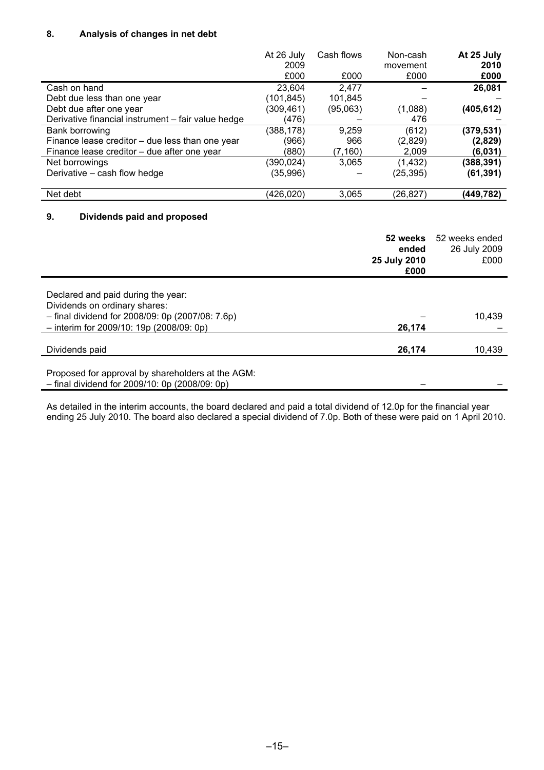## 8. Analysis of changes in net debt

| | At 26 July 2009 £000 | Cash flows £000 | Non-cash movement £000 | **At 25 July 2010 £000** |
|---|---|---|---|---|
| Cash on hand | 23,604 | 2,477 | – | **26,081** |
| Debt due less than one year | (101,845) | 101,845 | – | – |
| Debt due after one year | (309,461) | (95,063) | (1,088) | **(405,612)** |
| Derivative financial instrument – fair value hedge | (476) | – | 476 | – |
| Bank borrowing | (388,178) | 9,259 | (612) | **(379,531)** |
| Finance lease creditor – due less than one year | (966) | 966 | (2,829) | **(2,829)** |
| Finance lease creditor – due after one year | (880) | (7,160) | 2,009 | **(6,031)** |
| Net borrowings | (390,024) | 3,065 | (1,432) | **(388,391)** |
| Derivative – cash flow hedge | (35,996) | – | (25,395) | **(61,391)** |
| Net debt | (426,020) | 3,065 | (26,827) | **(449,782)** |

## 9. Dividends paid and proposed

| | **52 weeks ended 25 July 2010 £000** | 52 weeks ended 26 July 2009 £000 |
|---|---|---|
| Declared and paid during the year: | | |
| Dividends on ordinary shares: | | |
| – final dividend for 2008/09: 0p (2007/08: 7.6p) | – | 10,439 |
| – interim for 2009/10: 19p (2008/09: 0p) | **26,174** | – |
| Dividends paid | **26,174** | 10,439 |
| Proposed for approval by shareholders at the AGM: | | |
| – final dividend for 2009/10: 0p (2008/09: 0p) | – | – |

As detailed in the interim accounts, the board declared and paid a total dividend of 12.0p for the financial year ending 25 July 2010. The board also declared a special dividend of 7.0p. Both of these were paid on 1 April 2010.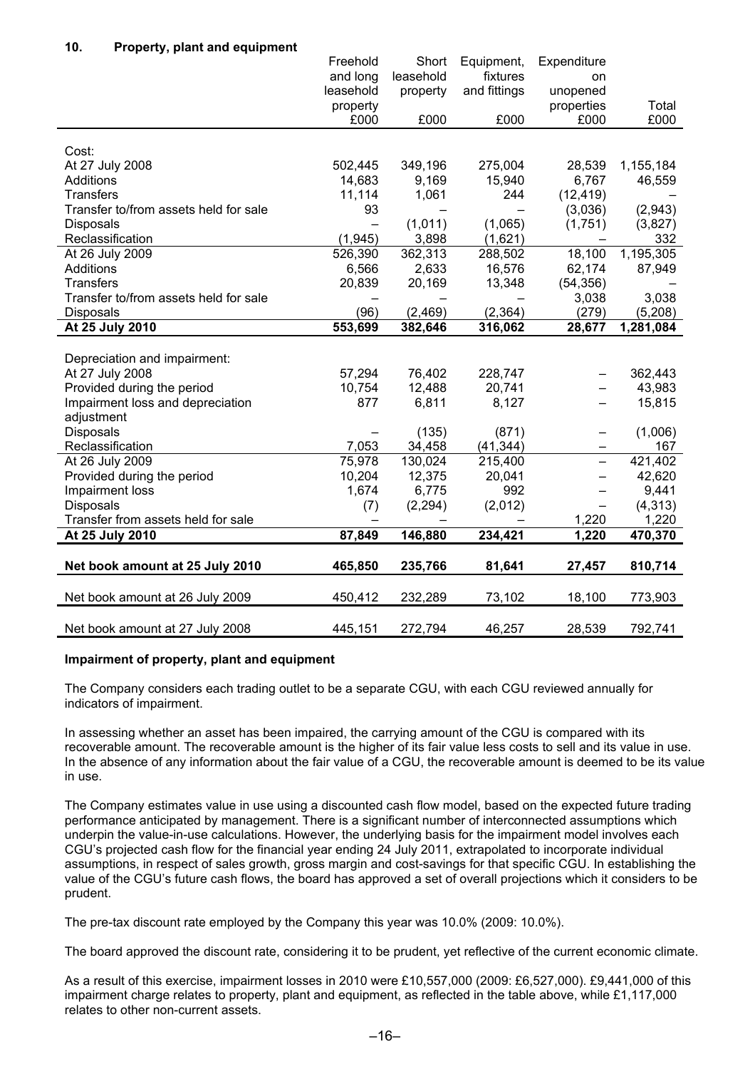## 10. Property, plant and equipment

| | Freehold and long leasehold property | Short leasehold property | Equipment, fixtures and fittings | Expenditure on unopened properties | Total |
|---|---|---|---|---|---|
| | £000 | £000 | £000 | £000 | £000 |
| Cost: | | | | | |
| At 27 July 2008 | 502,445 | 349,196 | 275,004 | 28,539 | 1,155,184 |
| Additions | 14,683 | 9,169 | 15,940 | 6,767 | 46,559 |
| Transfers | 11,114 | 1,061 | 244 | (12,419) | – |
| Transfer to/from assets held for sale | 93 | – | – | (3,036) | (2,943) |
| Disposals | – | (1,011) | (1,065) | (1,751) | (3,827) |
| Reclassification | (1,945) | 3,898 | (1,621) | – | 332 |
| At 26 July 2009 | 526,390 | 362,313 | 288,502 | 18,100 | 1,195,305 |
| Additions | 6,566 | 2,633 | 16,576 | 62,174 | 87,949 |
| Transfers | 20,839 | 20,169 | 13,348 | (54,356) | – |
| Transfer to/from assets held for sale | – | – | – | 3,038 | 3,038 |
| Disposals | (96) | (2,469) | (2,364) | (279) | (5,208) |
| **At 25 July 2010** | **553,699** | **382,646** | **316,062** | **28,677** | **1,281,084** |
| Depreciation and impairment: | | | | | |
| At 27 July 2008 | 57,294 | 76,402 | 228,747 | – | 362,443 |
| Provided during the period | 10,754 | 12,488 | 20,741 | – | 43,983 |
| Impairment loss and depreciation adjustment | 877 | 6,811 | 8,127 | – | 15,815 |
| Disposals | – | (135) | (871) | – | (1,006) |
| Reclassification | 7,053 | 34,458 | (41,344) | – | 167 |
| At 26 July 2009 | 75,978 | 130,024 | 215,400 | – | 421,402 |
| Provided during the period | 10,204 | 12,375 | 20,041 | – | 42,620 |
| Impairment loss | 1,674 | 6,775 | 992 | – | 9,441 |
| Disposals | (7) | (2,294) | (2,012) | – | (4,313) |
| Transfer from assets held for sale | – | – | – | 1,220 | 1,220 |
| **At 25 July 2010** | **87,849** | **146,880** | **234,421** | **1,220** | **470,370** |
| **Net book amount at 25 July 2010** | **465,850** | **235,766** | **81,641** | **27,457** | **810,714** |
| Net book amount at 26 July 2009 | 450,412 | 232,289 | 73,102 | 18,100 | 773,903 |
| Net book amount at 27 July 2008 | 445,151 | 272,794 | 46,257 | 28,539 | 792,741 |

**Impairment of property, plant and equipment**

The Company considers each trading outlet to be a separate CGU, with each CGU reviewed annually for indicators of impairment.

In assessing whether an asset has been impaired, the carrying amount of the CGU is compared with its recoverable amount. The recoverable amount is the higher of its fair value less costs to sell and its value in use. In the absence of any information about the fair value of a CGU, the recoverable amount is deemed to be its value in use.

The Company estimates value in use using a discounted cash flow model, based on the expected future trading performance anticipated by management. There is a significant number of interconnected assumptions which underpin the value-in-use calculations. However, the underlying basis for the impairment model involves each CGU's projected cash flow for the financial year ending 24 July 2011, extrapolated to incorporate individual assumptions, in respect of sales growth, gross margin and cost-savings for that specific CGU. In establishing the value of the CGU's future cash flows, the board has approved a set of overall projections which it considers to be prudent.

The pre-tax discount rate employed by the Company this year was 10.0% (2009: 10.0%).

The board approved the discount rate, considering it to be prudent, yet reflective of the current economic climate.

As a result of this exercise, impairment losses in 2010 were £10,557,000 (2009: £6,527,000). £9,441,000 of this impairment charge relates to property, plant and equipment, as reflected in the table above, while £1,117,000 relates to other non-current assets.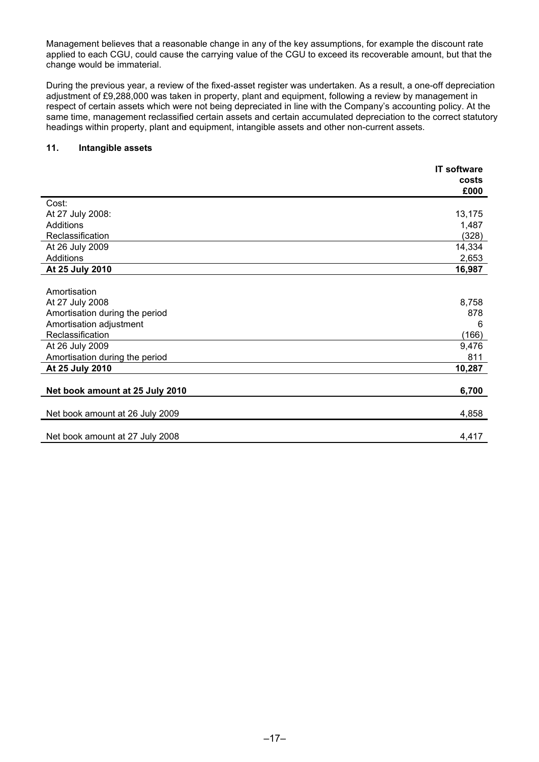Management believes that a reasonable change in any of the key assumptions, for example the discount rate applied to each CGU, could cause the carrying value of the CGU to exceed its recoverable amount, but that the change would be immaterial.

During the previous year, a review of the fixed-asset register was undertaken. As a result, a one-off depreciation adjustment of £9,288,000 was taken in property, plant and equipment, following a review by management in respect of certain assets which were not being depreciated in line with the Company's accounting policy. At the same time, management reclassified certain assets and certain accumulated depreciation to the correct statutory headings within property, plant and equipment, intangible assets and other non-current assets.

## 11. Intangible assets

| | **IT software costs £000** |
|---|---|
| Cost: | |
| At 27 July 2008: | 13,175 |
| Additions | 1,487 |
| Reclassification | (328) |
| At 26 July 2009 | 14,334 |
| Additions | 2,653 |
| **At 25 July 2010** | **16,987** |
| | |
| Amortisation | |
| At 27 July 2008 | 8,758 |
| Amortisation during the period | 878 |
| Amortisation adjustment | 6 |
| Reclassification | (166) |
| At 26 July 2009 | 9,476 |
| Amortisation during the period | 811 |
| **At 25 July 2010** | **10,287** |
| | |
| **Net book amount at 25 July 2010** | **6,700** |
| | |
| Net book amount at 26 July 2009 | 4,858 |
| | |
| Net book amount at 27 July 2008 | 4,417 |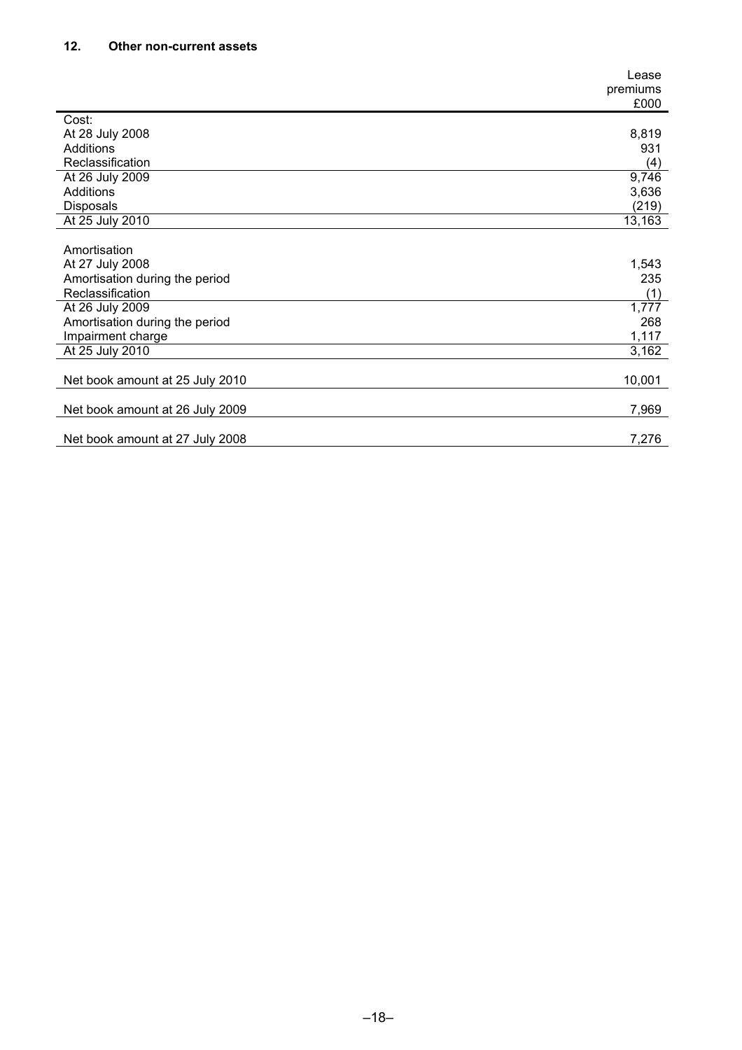## 12. Other non-current assets

| | Lease premiums £000 |
|---|---|
| Cost: | |
| At 28 July 2008 | 8,819 |
| Additions | 931 |
| Reclassification | (4) |
| At 26 July 2009 | 9,746 |
| Additions | 3,636 |
| Disposals | (219) |
| At 25 July 2010 | 13,163 |
| | |
| Amortisation | |
| At 27 July 2008 | 1,543 |
| Amortisation during the period | 235 |
| Reclassification | (1) |
| At 26 July 2009 | 1,777 |
| Amortisation during the period | 268 |
| Impairment charge | 1,117 |
| At 25 July 2010 | 3,162 |
| | |
| Net book amount at 25 July 2010 | 10,001 |
| | |
| Net book amount at 26 July 2009 | 7,969 |
| | |
| Net book amount at 27 July 2008 | 7,276 |